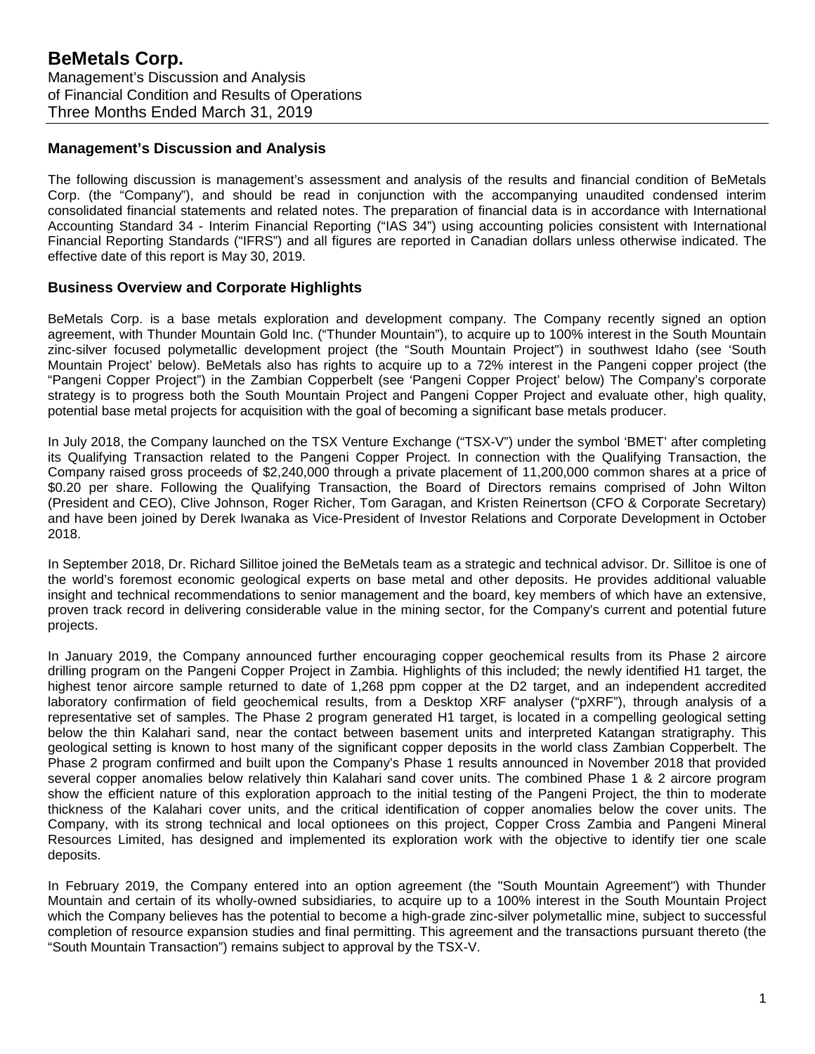# BeMetals Corp.

Management's Discussion and Analysis
of Financial Condition and Results of Operations
Three Months Ended March 31, 2019

## Management's Discussion and Analysis

The following discussion is management's assessment and analysis of the results and financial condition of BeMetals Corp. (the "Company"), and should be read in conjunction with the accompanying unaudited condensed interim consolidated financial statements and related notes. The preparation of financial data is in accordance with International Accounting Standard 34 - Interim Financial Reporting ("IAS 34") using accounting policies consistent with International Financial Reporting Standards ("IFRS") and all figures are reported in Canadian dollars unless otherwise indicated. The effective date of this report is May 30, 2019.

## Business Overview and Corporate Highlights

BeMetals Corp. is a base metals exploration and development company. The Company recently signed an option agreement, with Thunder Mountain Gold Inc. ("Thunder Mountain"), to acquire up to 100% interest in the South Mountain zinc-silver focused polymetallic development project (the "South Mountain Project") in southwest Idaho (see 'South Mountain Project' below). BeMetals also has rights to acquire up to a 72% interest in the Pangeni copper project (the "Pangeni Copper Project") in the Zambian Copperbelt (see 'Pangeni Copper Project' below) The Company's corporate strategy is to progress both the South Mountain Project and Pangeni Copper Project and evaluate other, high quality, potential base metal projects for acquisition with the goal of becoming a significant base metals producer.

In July 2018, the Company launched on the TSX Venture Exchange ("TSX-V") under the symbol 'BMET' after completing its Qualifying Transaction related to the Pangeni Copper Project. In connection with the Qualifying Transaction, the Company raised gross proceeds of $2,240,000 through a private placement of 11,200,000 common shares at a price of $0.20 per share. Following the Qualifying Transaction, the Board of Directors remains comprised of John Wilton (President and CEO), Clive Johnson, Roger Richer, Tom Garagan, and Kristen Reinertson (CFO & Corporate Secretary) and have been joined by Derek Iwanaka as Vice-President of Investor Relations and Corporate Development in October 2018.

In September 2018, Dr. Richard Sillitoe joined the BeMetals team as a strategic and technical advisor. Dr. Sillitoe is one of the world's foremost economic geological experts on base metal and other deposits. He provides additional valuable insight and technical recommendations to senior management and the board, key members of which have an extensive, proven track record in delivering considerable value in the mining sector, for the Company's current and potential future projects.

In January 2019, the Company announced further encouraging copper geochemical results from its Phase 2 aircore drilling program on the Pangeni Copper Project in Zambia. Highlights of this included; the newly identified H1 target, the highest tenor aircore sample returned to date of 1,268 ppm copper at the D2 target, and an independent accredited laboratory confirmation of field geochemical results, from a Desktop XRF analyser ("pXRF"), through analysis of a representative set of samples. The Phase 2 program generated H1 target, is located in a compelling geological setting below the thin Kalahari sand, near the contact between basement units and interpreted Katangan stratigraphy. This geological setting is known to host many of the significant copper deposits in the world class Zambian Copperbelt. The Phase 2 program confirmed and built upon the Company's Phase 1 results announced in November 2018 that provided several copper anomalies below relatively thin Kalahari sand cover units. The combined Phase 1 & 2 aircore program show the efficient nature of this exploration approach to the initial testing of the Pangeni Project, the thin to moderate thickness of the Kalahari cover units, and the critical identification of copper anomalies below the cover units. The Company, with its strong technical and local optionees on this project, Copper Cross Zambia and Pangeni Mineral Resources Limited, has designed and implemented its exploration work with the objective to identify tier one scale deposits.

In February 2019, the Company entered into an option agreement (the "South Mountain Agreement") with Thunder Mountain and certain of its wholly-owned subsidiaries, to acquire up to a 100% interest in the South Mountain Project which the Company believes has the potential to become a high-grade zinc-silver polymetallic mine, subject to successful completion of resource expansion studies and final permitting. This agreement and the transactions pursuant thereto (the "South Mountain Transaction") remains subject to approval by the TSX-V.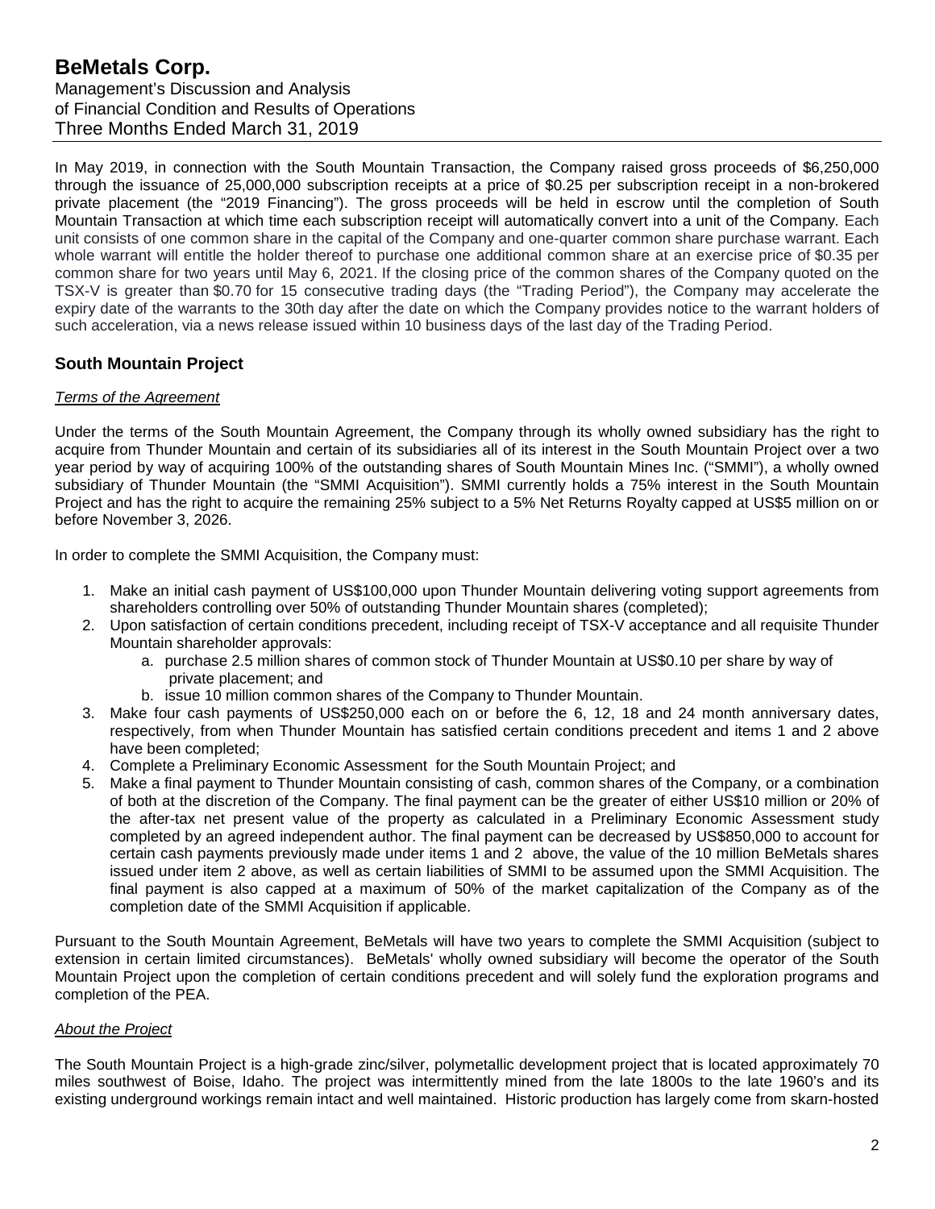In May 2019, in connection with the South Mountain Transaction, the Company raised gross proceeds of $6,250,000 through the issuance of 25,000,000 subscription receipts at a price of $0.25 per subscription receipt in a non-brokered private placement (the "2019 Financing"). The gross proceeds will be held in escrow until the completion of South Mountain Transaction at which time each subscription receipt will automatically convert into a unit of the Company. Each unit consists of one common share in the capital of the Company and one-quarter common share purchase warrant. Each whole warrant will entitle the holder thereof to purchase one additional common share at an exercise price of $0.35 per common share for two years until May 6, 2021. If the closing price of the common shares of the Company quoted on the TSX-V is greater than $0.70 for 15 consecutive trading days (the "Trading Period"), the Company may accelerate the expiry date of the warrants to the 30th day after the date on which the Company provides notice to the warrant holders of such acceleration, via a news release issued within 10 business days of the last day of the Trading Period.

## South Mountain Project

### *Terms of the Agreement*

Under the terms of the South Mountain Agreement, the Company through its wholly owned subsidiary has the right to acquire from Thunder Mountain and certain of its subsidiaries all of its interest in the South Mountain Project over a two year period by way of acquiring 100% of the outstanding shares of South Mountain Mines Inc. ("SMMI"), a wholly owned subsidiary of Thunder Mountain (the "SMMI Acquisition"). SMMI currently holds a 75% interest in the South Mountain Project and has the right to acquire the remaining 25% subject to a 5% Net Returns Royalty capped at US$5 million on or before November 3, 2026.

In order to complete the SMMI Acquisition, the Company must:

1. Make an initial cash payment of US$100,000 upon Thunder Mountain delivering voting support agreements from shareholders controlling over 50% of outstanding Thunder Mountain shares (completed);
2. Upon satisfaction of certain conditions precedent, including receipt of TSX-V acceptance and all requisite Thunder Mountain shareholder approvals:
   a. purchase 2.5 million shares of common stock of Thunder Mountain at US$0.10 per share by way of private placement; and
   b. issue 10 million common shares of the Company to Thunder Mountain.
3. Make four cash payments of US$250,000 each on or before the 6, 12, 18 and 24 month anniversary dates, respectively, from when Thunder Mountain has satisfied certain conditions precedent and items 1 and 2 above have been completed;
4. Complete a Preliminary Economic Assessment for the South Mountain Project; and
5. Make a final payment to Thunder Mountain consisting of cash, common shares of the Company, or a combination of both at the discretion of the Company. The final payment can be the greater of either US$10 million or 20% of the after-tax net present value of the property as calculated in a Preliminary Economic Assessment study completed by an agreed independent author. The final payment can be decreased by US$850,000 to account for certain cash payments previously made under items 1 and 2 above, the value of the 10 million BeMetals shares issued under item 2 above, as well as certain liabilities of SMMI to be assumed upon the SMMI Acquisition. The final payment is also capped at a maximum of 50% of the market capitalization of the Company as of the completion date of the SMMI Acquisition if applicable.

Pursuant to the South Mountain Agreement, BeMetals will have two years to complete the SMMI Acquisition (subject to extension in certain limited circumstances). BeMetals' wholly owned subsidiary will become the operator of the South Mountain Project upon the completion of certain conditions precedent and will solely fund the exploration programs and completion of the PEA.

### *About the Project*

The South Mountain Project is a high-grade zinc/silver, polymetallic development project that is located approximately 70 miles southwest of Boise, Idaho. The project was intermittently mined from the late 1800s to the late 1960's and its existing underground workings remain intact and well maintained. Historic production has largely come from skarn-hosted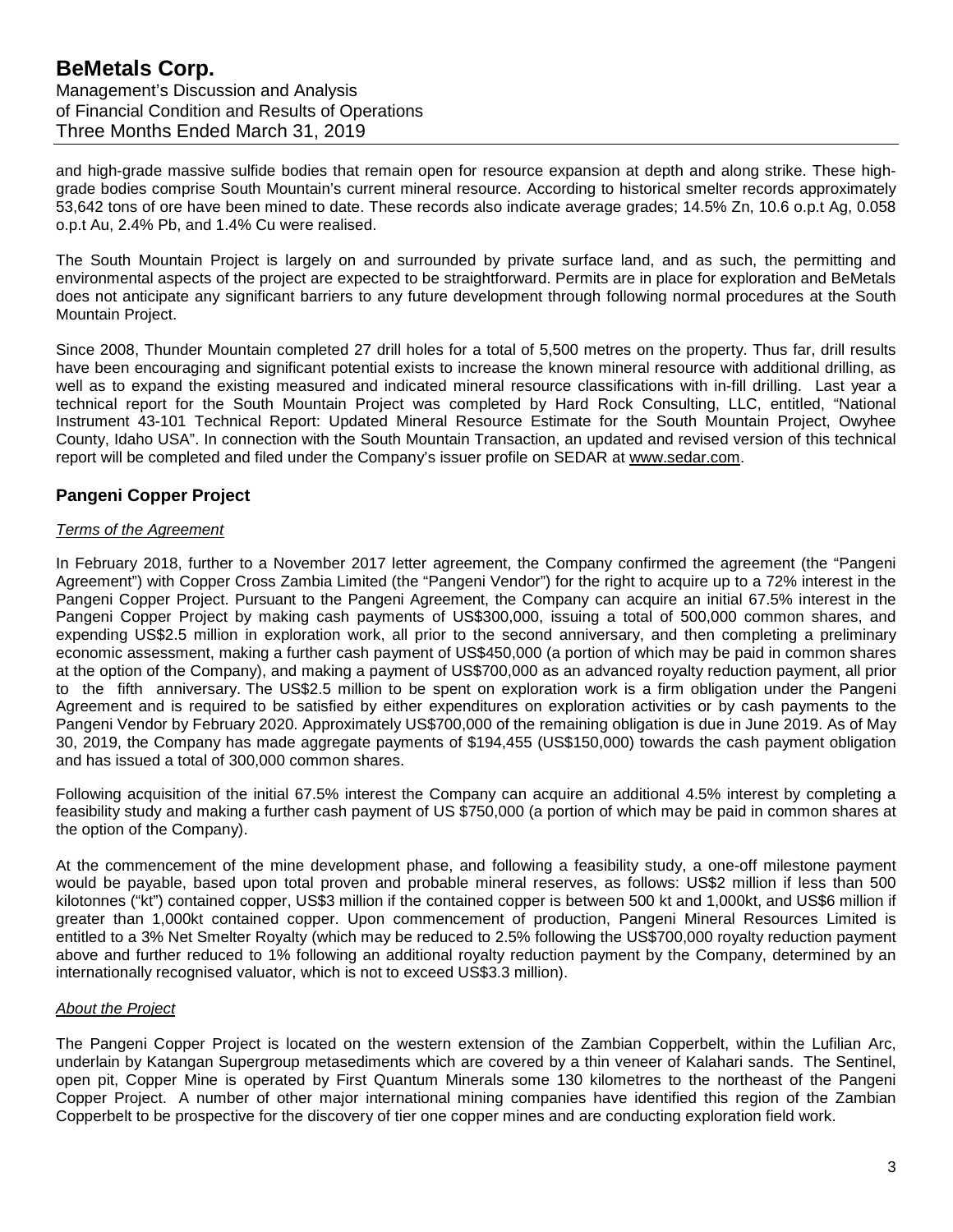and high-grade massive sulfide bodies that remain open for resource expansion at depth and along strike. These high-grade bodies comprise South Mountain's current mineral resource. According to historical smelter records approximately 53,642 tons of ore have been mined to date. These records also indicate average grades; 14.5% Zn, 10.6 o.p.t Ag, 0.058 o.p.t Au, 2.4% Pb, and 1.4% Cu were realised.

The South Mountain Project is largely on and surrounded by private surface land, and as such, the permitting and environmental aspects of the project are expected to be straightforward. Permits are in place for exploration and BeMetals does not anticipate any significant barriers to any future development through following normal procedures at the South Mountain Project.

Since 2008, Thunder Mountain completed 27 drill holes for a total of 5,500 metres on the property. Thus far, drill results have been encouraging and significant potential exists to increase the known mineral resource with additional drilling, as well as to expand the existing measured and indicated mineral resource classifications with in-fill drilling. Last year a technical report for the South Mountain Project was completed by Hard Rock Consulting, LLC, entitled, "National Instrument 43-101 Technical Report: Updated Mineral Resource Estimate for the South Mountain Project, Owyhee County, Idaho USA". In connection with the South Mountain Transaction, an updated and revised version of this technical report will be completed and filed under the Company's issuer profile on SEDAR at www.sedar.com.

## Pangeni Copper Project

*Terms of the Agreement*

In February 2018, further to a November 2017 letter agreement, the Company confirmed the agreement (the "Pangeni Agreement") with Copper Cross Zambia Limited (the "Pangeni Vendor") for the right to acquire up to a 72% interest in the Pangeni Copper Project. Pursuant to the Pangeni Agreement, the Company can acquire an initial 67.5% interest in the Pangeni Copper Project by making cash payments of US$300,000, issuing a total of 500,000 common shares, and expending US$2.5 million in exploration work, all prior to the second anniversary, and then completing a preliminary economic assessment, making a further cash payment of US$450,000 (a portion of which may be paid in common shares at the option of the Company), and making a payment of US$700,000 as an advanced royalty reduction payment, all prior to the fifth anniversary. The US$2.5 million to be spent on exploration work is a firm obligation under the Pangeni Agreement and is required to be satisfied by either expenditures on exploration activities or by cash payments to the Pangeni Vendor by February 2020. Approximately US$700,000 of the remaining obligation is due in June 2019. As of May 30, 2019, the Company has made aggregate payments of $194,455 (US$150,000) towards the cash payment obligation and has issued a total of 300,000 common shares.

Following acquisition of the initial 67.5% interest the Company can acquire an additional 4.5% interest by completing a feasibility study and making a further cash payment of US $750,000 (a portion of which may be paid in common shares at the option of the Company).

At the commencement of the mine development phase, and following a feasibility study, a one-off milestone payment would be payable, based upon total proven and probable mineral reserves, as follows: US$2 million if less than 500 kilotonnes ("kt") contained copper, US$3 million if the contained copper is between 500 kt and 1,000kt, and US$6 million if greater than 1,000kt contained copper. Upon commencement of production, Pangeni Mineral Resources Limited is entitled to a 3% Net Smelter Royalty (which may be reduced to 2.5% following the US$700,000 royalty reduction payment above and further reduced to 1% following an additional royalty reduction payment by the Company, determined by an internationally recognised valuator, which is not to exceed US$3.3 million).

*About the Project*

The Pangeni Copper Project is located on the western extension of the Zambian Copperbelt, within the Lufilian Arc, underlain by Katangan Supergroup metasediments which are covered by a thin veneer of Kalahari sands. The Sentinel, open pit, Copper Mine is operated by First Quantum Minerals some 130 kilometres to the northeast of the Pangeni Copper Project. A number of other major international mining companies have identified this region of the Zambian Copperbelt to be prospective for the discovery of tier one copper mines and are conducting exploration field work.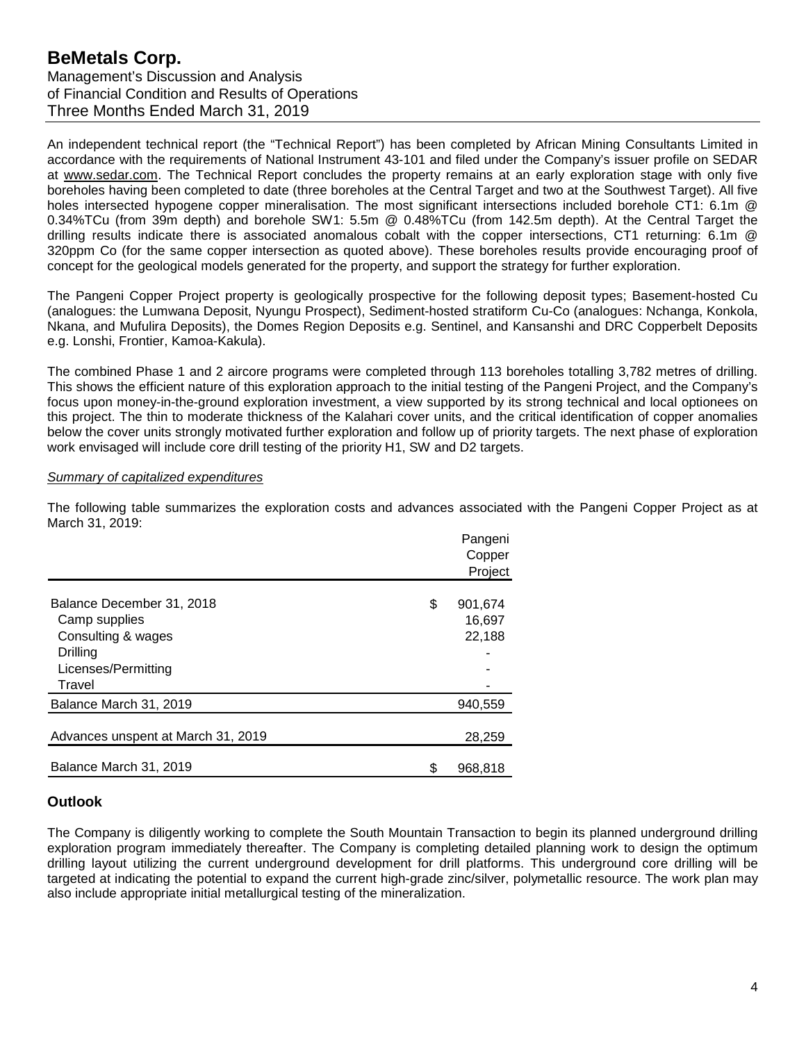An independent technical report (the "Technical Report") has been completed by African Mining Consultants Limited in accordance with the requirements of National Instrument 43-101 and filed under the Company's issuer profile on SEDAR at www.sedar.com. The Technical Report concludes the property remains at an early exploration stage with only five boreholes having been completed to date (three boreholes at the Central Target and two at the Southwest Target). All five holes intersected hypogene copper mineralisation. The most significant intersections included borehole CT1: 6.1m @ 0.34%TCu (from 39m depth) and borehole SW1: 5.5m @ 0.48%TCu (from 142.5m depth). At the Central Target the drilling results indicate there is associated anomalous cobalt with the copper intersections, CT1 returning: 6.1m @ 320ppm Co (for the same copper intersection as quoted above). These boreholes results provide encouraging proof of concept for the geological models generated for the property, and support the strategy for further exploration.

The Pangeni Copper Project property is geologically prospective for the following deposit types; Basement-hosted Cu (analogues: the Lumwana Deposit, Nyungu Prospect), Sediment-hosted stratiform Cu-Co (analogues: Nchanga, Konkola, Nkana, and Mufulira Deposits), the Domes Region Deposits e.g. Sentinel, and Kansanshi and DRC Copperbelt Deposits e.g. Lonshi, Frontier, Kamoa-Kakula).

The combined Phase 1 and 2 aircore programs were completed through 113 boreholes totalling 3,782 metres of drilling. This shows the efficient nature of this exploration approach to the initial testing of the Pangeni Project, and the Company's focus upon money-in-the-ground exploration investment, a view supported by its strong technical and local optionees on this project. The thin to moderate thickness of the Kalahari cover units, and the critical identification of copper anomalies below the cover units strongly motivated further exploration and follow up of priority targets. The next phase of exploration work envisaged will include core drill testing of the priority H1, SW and D2 targets.

*Summary of capitalized expenditures*

The following table summarizes the exploration costs and advances associated with the Pangeni Copper Project as at March 31, 2019:

| | Pangeni Copper Project |
|---|---|
| Balance December 31, 2018 | $ 901,674 |
| Camp supplies | 16,697 |
| Consulting & wages | 22,188 |
| Drilling | - |
| Licenses/Permitting | - |
| Travel | - |
| Balance March 31, 2019 | 940,559 |
| Advances unspent at March 31, 2019 | 28,259 |
| Balance March 31, 2019 | $ 968,818 |

## Outlook

The Company is diligently working to complete the South Mountain Transaction to begin its planned underground drilling exploration program immediately thereafter. The Company is completing detailed planning work to design the optimum drilling layout utilizing the current underground development for drill platforms. This underground core drilling will be targeted at indicating the potential to expand the current high-grade zinc/silver, polymetallic resource. The work plan may also include appropriate initial metallurgical testing of the mineralization.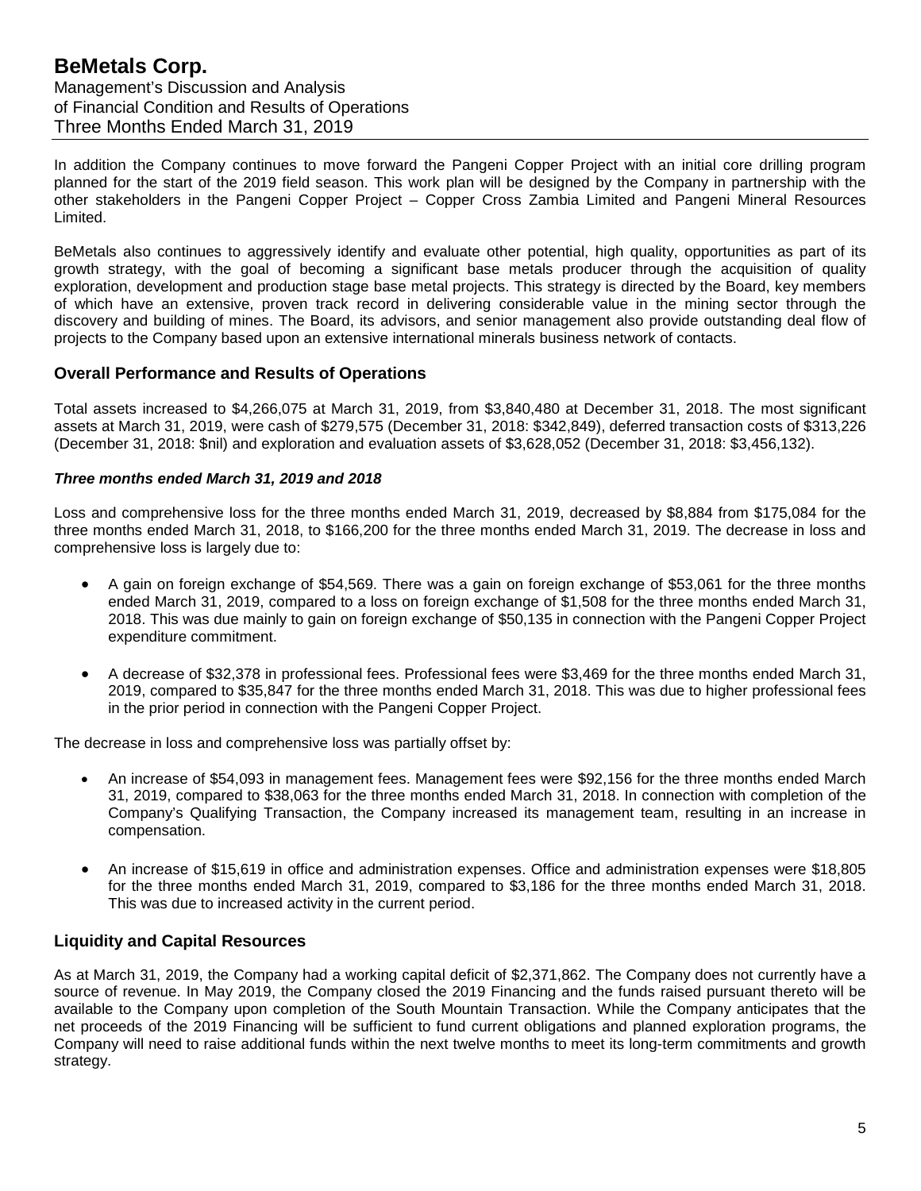In addition the Company continues to move forward the Pangeni Copper Project with an initial core drilling program planned for the start of the 2019 field season. This work plan will be designed by the Company in partnership with the other stakeholders in the Pangeni Copper Project – Copper Cross Zambia Limited and Pangeni Mineral Resources Limited.

BeMetals also continues to aggressively identify and evaluate other potential, high quality, opportunities as part of its growth strategy, with the goal of becoming a significant base metals producer through the acquisition of quality exploration, development and production stage base metal projects. This strategy is directed by the Board, key members of which have an extensive, proven track record in delivering considerable value in the mining sector through the discovery and building of mines. The Board, its advisors, and senior management also provide outstanding deal flow of projects to the Company based upon an extensive international minerals business network of contacts.

## Overall Performance and Results of Operations

Total assets increased to $4,266,075 at March 31, 2019, from $3,840,480 at December 31, 2018. The most significant assets at March 31, 2019, were cash of $279,575 (December 31, 2018: $342,849), deferred transaction costs of $313,226 (December 31, 2018: $nil) and exploration and evaluation assets of $3,628,052 (December 31, 2018: $3,456,132).

### *Three months ended March 31, 2019 and 2018*

Loss and comprehensive loss for the three months ended March 31, 2019, decreased by $8,884 from $175,084 for the three months ended March 31, 2018, to $166,200 for the three months ended March 31, 2019. The decrease in loss and comprehensive loss is largely due to:

- A gain on foreign exchange of $54,569. There was a gain on foreign exchange of $53,061 for the three months ended March 31, 2019, compared to a loss on foreign exchange of $1,508 for the three months ended March 31, 2018. This was due mainly to gain on foreign exchange of $50,135 in connection with the Pangeni Copper Project expenditure commitment.
- A decrease of $32,378 in professional fees. Professional fees were $3,469 for the three months ended March 31, 2019, compared to $35,847 for the three months ended March 31, 2018. This was due to higher professional fees in the prior period in connection with the Pangeni Copper Project.

The decrease in loss and comprehensive loss was partially offset by:

- An increase of $54,093 in management fees. Management fees were $92,156 for the three months ended March 31, 2019, compared to $38,063 for the three months ended March 31, 2018. In connection with completion of the Company's Qualifying Transaction, the Company increased its management team, resulting in an increase in compensation.
- An increase of $15,619 in office and administration expenses. Office and administration expenses were $18,805 for the three months ended March 31, 2019, compared to $3,186 for the three months ended March 31, 2018. This was due to increased activity in the current period.

## Liquidity and Capital Resources

As at March 31, 2019, the Company had a working capital deficit of $2,371,862. The Company does not currently have a source of revenue. In May 2019, the Company closed the 2019 Financing and the funds raised pursuant thereto will be available to the Company upon completion of the South Mountain Transaction. While the Company anticipates that the net proceeds of the 2019 Financing will be sufficient to fund current obligations and planned exploration programs, the Company will need to raise additional funds within the next twelve months to meet its long-term commitments and growth strategy.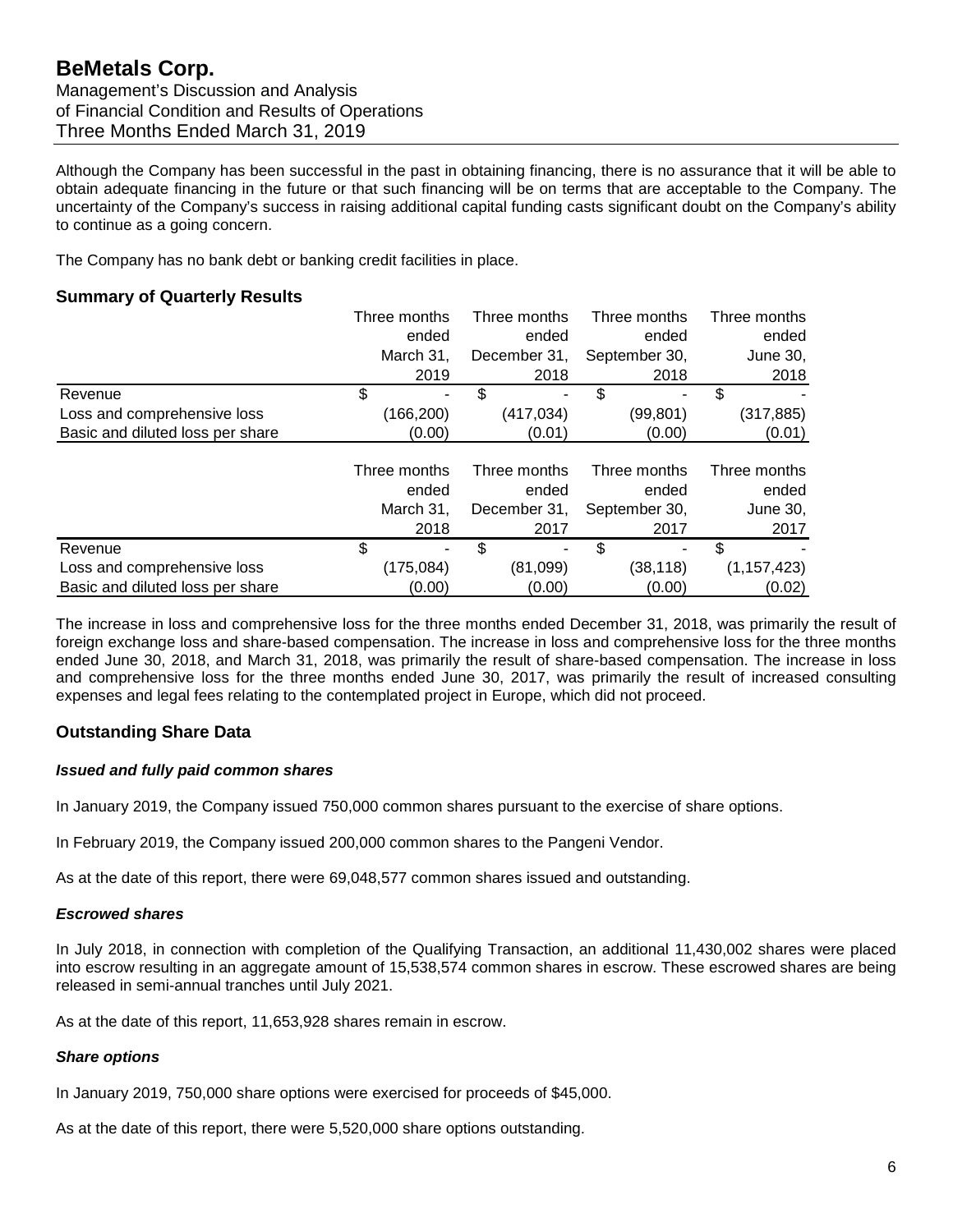Although the Company has been successful in the past in obtaining financing, there is no assurance that it will be able to obtain adequate financing in the future or that such financing will be on terms that are acceptable to the Company. The uncertainty of the Company's success in raising additional capital funding casts significant doubt on the Company's ability to continue as a going concern.

The Company has no bank debt or banking credit facilities in place.

## Summary of Quarterly Results

| | Three months ended March 31, 2019 | Three months ended December 31, 2018 | Three months ended September 30, 2018 | Three months ended June 30, 2018 |
|---|---|---|---|---|
| Revenue | $ - | $ - | $ - | $ - |
| Loss and comprehensive loss | (166,200) | (417,034) | (99,801) | (317,885) |
| Basic and diluted loss per share | (0.00) | (0.01) | (0.00) | (0.01) |

| | Three months ended March 31, 2018 | Three months ended December 31, 2017 | Three months ended September 30, 2017 | Three months ended June 30, 2017 |
|---|---|---|---|---|
| Revenue | $ - | $ - | $ - | $ - |
| Loss and comprehensive loss | (175,084) | (81,099) | (38,118) | (1,157,423) |
| Basic and diluted loss per share | (0.00) | (0.00) | (0.00) | (0.02) |

The increase in loss and comprehensive loss for the three months ended December 31, 2018, was primarily the result of foreign exchange loss and share-based compensation. The increase in loss and comprehensive loss for the three months ended June 30, 2018, and March 31, 2018, was primarily the result of share-based compensation. The increase in loss and comprehensive loss for the three months ended June 30, 2017, was primarily the result of increased consulting expenses and legal fees relating to the contemplated project in Europe, which did not proceed.

## Outstanding Share Data

### *Issued and fully paid common shares*

In January 2019, the Company issued 750,000 common shares pursuant to the exercise of share options.

In February 2019, the Company issued 200,000 common shares to the Pangeni Vendor.

As at the date of this report, there were 69,048,577 common shares issued and outstanding.

### *Escrowed shares*

In July 2018, in connection with completion of the Qualifying Transaction, an additional 11,430,002 shares were placed into escrow resulting in an aggregate amount of 15,538,574 common shares in escrow. These escrowed shares are being released in semi-annual tranches until July 2021.

As at the date of this report, 11,653,928 shares remain in escrow.

### *Share options*

In January 2019, 750,000 share options were exercised for proceeds of $45,000.

As at the date of this report, there were 5,520,000 share options outstanding.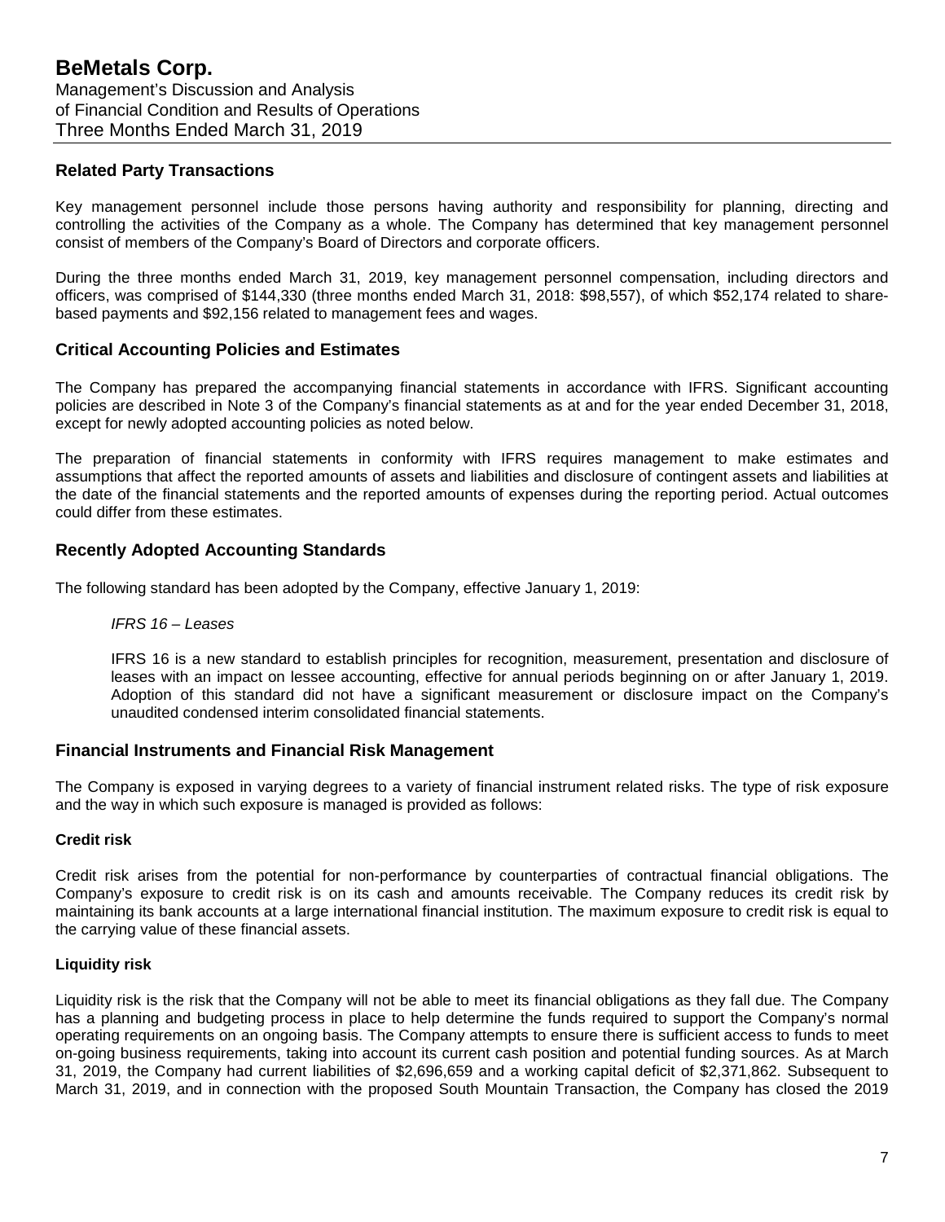## Related Party Transactions

Key management personnel include those persons having authority and responsibility for planning, directing and controlling the activities of the Company as a whole. The Company has determined that key management personnel consist of members of the Company's Board of Directors and corporate officers.

During the three months ended March 31, 2019, key management personnel compensation, including directors and officers, was comprised of $144,330 (three months ended March 31, 2018: $98,557), of which $52,174 related to share-based payments and $92,156 related to management fees and wages.

## Critical Accounting Policies and Estimates

The Company has prepared the accompanying financial statements in accordance with IFRS. Significant accounting policies are described in Note 3 of the Company's financial statements as at and for the year ended December 31, 2018, except for newly adopted accounting policies as noted below.

The preparation of financial statements in conformity with IFRS requires management to make estimates and assumptions that affect the reported amounts of assets and liabilities and disclosure of contingent assets and liabilities at the date of the financial statements and the reported amounts of expenses during the reporting period. Actual outcomes could differ from these estimates.

## Recently Adopted Accounting Standards

The following standard has been adopted by the Company, effective January 1, 2019:

*IFRS 16 – Leases*

IFRS 16 is a new standard to establish principles for recognition, measurement, presentation and disclosure of leases with an impact on lessee accounting, effective for annual periods beginning on or after January 1, 2019. Adoption of this standard did not have a significant measurement or disclosure impact on the Company's unaudited condensed interim consolidated financial statements.

## Financial Instruments and Financial Risk Management

The Company is exposed in varying degrees to a variety of financial instrument related risks. The type of risk exposure and the way in which such exposure is managed is provided as follows:

**Credit risk**

Credit risk arises from the potential for non-performance by counterparties of contractual financial obligations. The Company's exposure to credit risk is on its cash and amounts receivable. The Company reduces its credit risk by maintaining its bank accounts at a large international financial institution. The maximum exposure to credit risk is equal to the carrying value of these financial assets.

**Liquidity risk**

Liquidity risk is the risk that the Company will not be able to meet its financial obligations as they fall due. The Company has a planning and budgeting process in place to help determine the funds required to support the Company's normal operating requirements on an ongoing basis. The Company attempts to ensure there is sufficient access to funds to meet on-going business requirements, taking into account its current cash position and potential funding sources. As at March 31, 2019, the Company had current liabilities of $2,696,659 and a working capital deficit of $2,371,862. Subsequent to March 31, 2019, and in connection with the proposed South Mountain Transaction, the Company has closed the 2019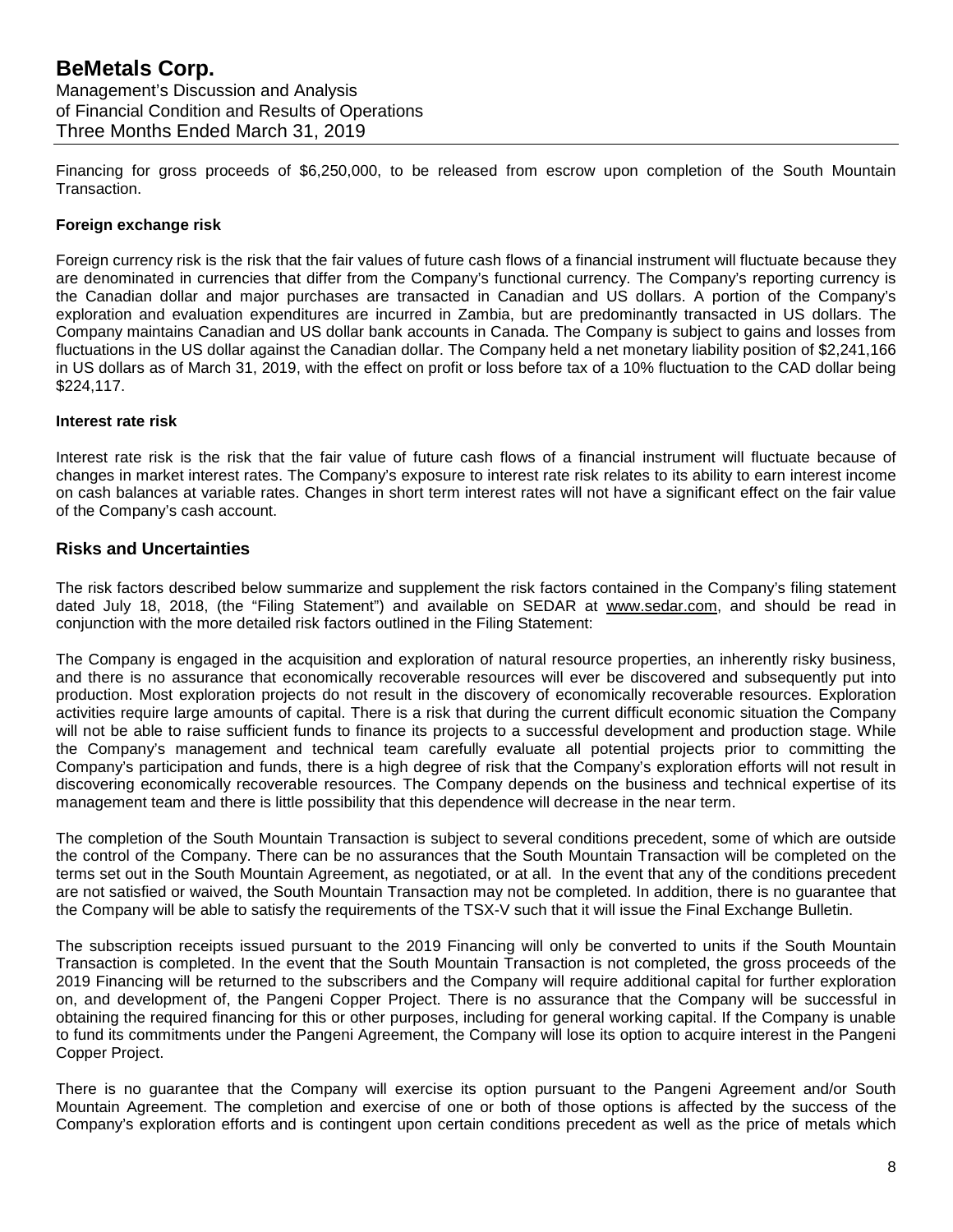Financing for gross proceeds of $6,250,000, to be released from escrow upon completion of the South Mountain Transaction.

**Foreign exchange risk**

Foreign currency risk is the risk that the fair values of future cash flows of a financial instrument will fluctuate because they are denominated in currencies that differ from the Company's functional currency. The Company's reporting currency is the Canadian dollar and major purchases are transacted in Canadian and US dollars. A portion of the Company's exploration and evaluation expenditures are incurred in Zambia, but are predominantly transacted in US dollars. The Company maintains Canadian and US dollar bank accounts in Canada. The Company is subject to gains and losses from fluctuations in the US dollar against the Canadian dollar. The Company held a net monetary liability position of $2,241,166 in US dollars as of March 31, 2019, with the effect on profit or loss before tax of a 10% fluctuation to the CAD dollar being $224,117.

**Interest rate risk**

Interest rate risk is the risk that the fair value of future cash flows of a financial instrument will fluctuate because of changes in market interest rates. The Company's exposure to interest rate risk relates to its ability to earn interest income on cash balances at variable rates. Changes in short term interest rates will not have a significant effect on the fair value of the Company's cash account.

## Risks and Uncertainties

The risk factors described below summarize and supplement the risk factors contained in the Company's filing statement dated July 18, 2018, (the "Filing Statement") and available on SEDAR at www.sedar.com, and should be read in conjunction with the more detailed risk factors outlined in the Filing Statement:

The Company is engaged in the acquisition and exploration of natural resource properties, an inherently risky business, and there is no assurance that economically recoverable resources will ever be discovered and subsequently put into production. Most exploration projects do not result in the discovery of economically recoverable resources. Exploration activities require large amounts of capital. There is a risk that during the current difficult economic situation the Company will not be able to raise sufficient funds to finance its projects to a successful development and production stage. While the Company's management and technical team carefully evaluate all potential projects prior to committing the Company's participation and funds, there is a high degree of risk that the Company's exploration efforts will not result in discovering economically recoverable resources. The Company depends on the business and technical expertise of its management team and there is little possibility that this dependence will decrease in the near term.

The completion of the South Mountain Transaction is subject to several conditions precedent, some of which are outside the control of the Company. There can be no assurances that the South Mountain Transaction will be completed on the terms set out in the South Mountain Agreement, as negotiated, or at all. In the event that any of the conditions precedent are not satisfied or waived, the South Mountain Transaction may not be completed. In addition, there is no guarantee that the Company will be able to satisfy the requirements of the TSX-V such that it will issue the Final Exchange Bulletin.

The subscription receipts issued pursuant to the 2019 Financing will only be converted to units if the South Mountain Transaction is completed. In the event that the South Mountain Transaction is not completed, the gross proceeds of the 2019 Financing will be returned to the subscribers and the Company will require additional capital for further exploration on, and development of, the Pangeni Copper Project. There is no assurance that the Company will be successful in obtaining the required financing for this or other purposes, including for general working capital. If the Company is unable to fund its commitments under the Pangeni Agreement, the Company will lose its option to acquire interest in the Pangeni Copper Project.

There is no guarantee that the Company will exercise its option pursuant to the Pangeni Agreement and/or South Mountain Agreement. The completion and exercise of one or both of those options is affected by the success of the Company's exploration efforts and is contingent upon certain conditions precedent as well as the price of metals which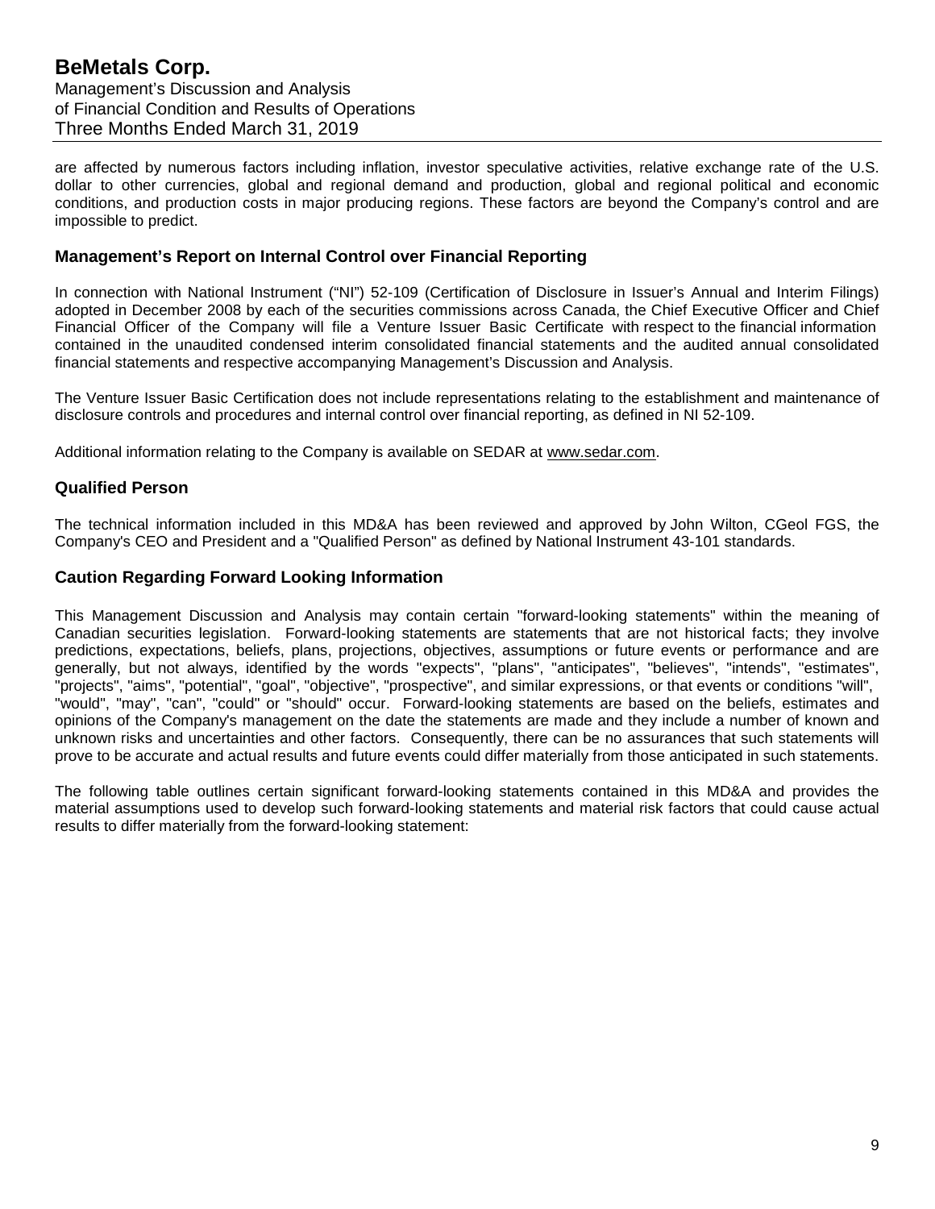are affected by numerous factors including inflation, investor speculative activities, relative exchange rate of the U.S. dollar to other currencies, global and regional demand and production, global and regional political and economic conditions, and production costs in major producing regions. These factors are beyond the Company's control and are impossible to predict.

## Management's Report on Internal Control over Financial Reporting

In connection with National Instrument ("NI") 52-109 (Certification of Disclosure in Issuer's Annual and Interim Filings) adopted in December 2008 by each of the securities commissions across Canada, the Chief Executive Officer and Chief Financial Officer of the Company will file a Venture Issuer Basic Certificate with respect to the financial information contained in the unaudited condensed interim consolidated financial statements and the audited annual consolidated financial statements and respective accompanying Management's Discussion and Analysis.

The Venture Issuer Basic Certification does not include representations relating to the establishment and maintenance of disclosure controls and procedures and internal control over financial reporting, as defined in NI 52-109.

Additional information relating to the Company is available on SEDAR at www.sedar.com.

## Qualified Person

The technical information included in this MD&A has been reviewed and approved by John Wilton, CGeol FGS, the Company's CEO and President and a "Qualified Person" as defined by National Instrument 43-101 standards.

## Caution Regarding Forward Looking Information

This Management Discussion and Analysis may contain certain "forward-looking statements" within the meaning of Canadian securities legislation. Forward-looking statements are statements that are not historical facts; they involve predictions, expectations, beliefs, plans, projections, objectives, assumptions or future events or performance and are generally, but not always, identified by the words "expects", "plans", "anticipates", "believes", "intends", "estimates", "projects", "aims", "potential", "goal", "objective", "prospective", and similar expressions, or that events or conditions "will", "would", "may", "can", "could" or "should" occur. Forward-looking statements are based on the beliefs, estimates and opinions of the Company's management on the date the statements are made and they include a number of known and unknown risks and uncertainties and other factors. Consequently, there can be no assurances that such statements will prove to be accurate and actual results and future events could differ materially from those anticipated in such statements.

The following table outlines certain significant forward-looking statements contained in this MD&A and provides the material assumptions used to develop such forward-looking statements and material risk factors that could cause actual results to differ materially from the forward-looking statement: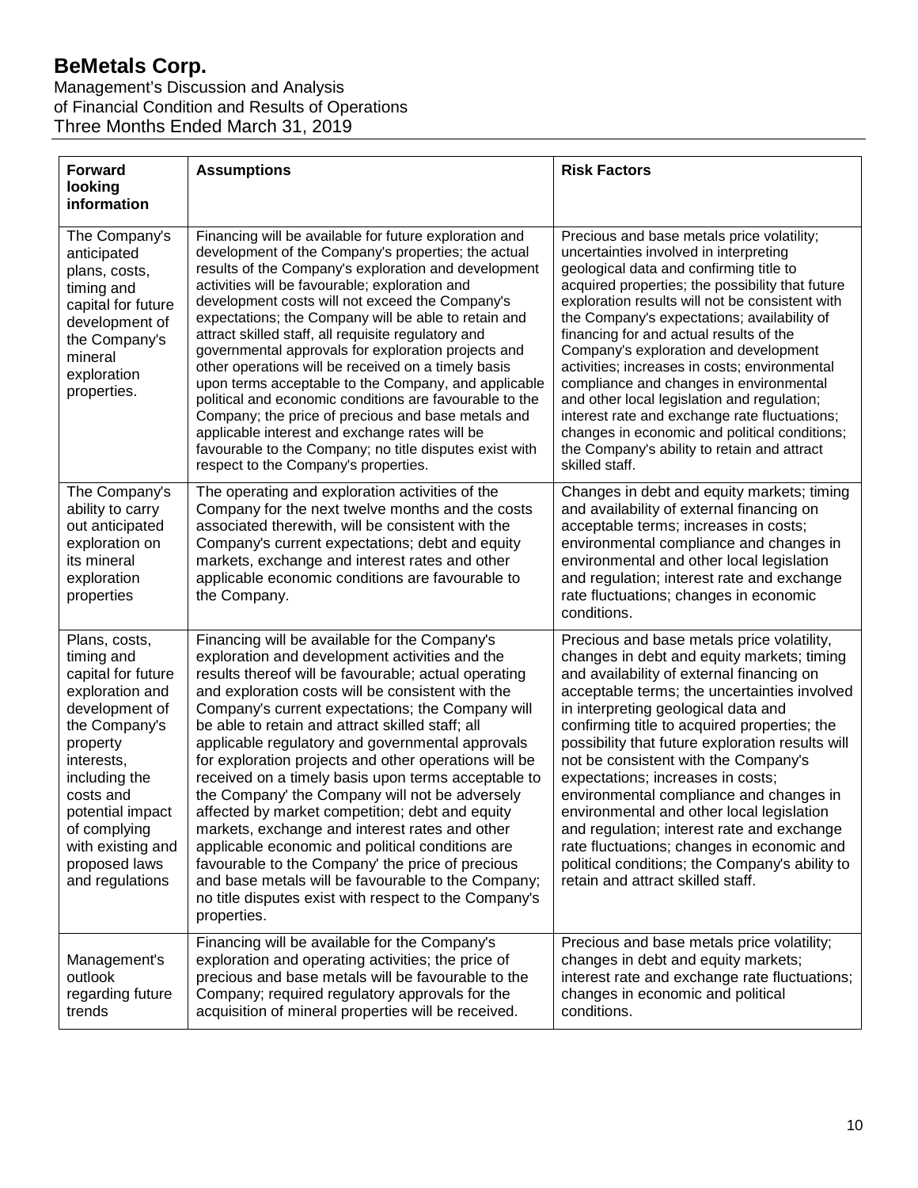| Forward looking information | Assumptions | Risk Factors |
|---|---|---|
| The Company's anticipated plans, costs, timing and capital for future development of the Company's mineral exploration properties. | Financing will be available for future exploration and development of the Company's properties; the actual results of the Company's exploration and development activities will be favourable; exploration and development costs will not exceed the Company's expectations; the Company will be able to retain and attract skilled staff, all requisite regulatory and governmental approvals for exploration projects and other operations will be received on a timely basis upon terms acceptable to the Company, and applicable political and economic conditions are favourable to the Company; the price of precious and base metals and applicable interest and exchange rates will be favourable to the Company; no title disputes exist with respect to the Company's properties. | Precious and base metals price volatility; uncertainties involved in interpreting geological data and confirming title to acquired properties; the possibility that future exploration results will not be consistent with the Company's expectations; availability of financing for and actual results of the Company's exploration and development activities; increases in costs; environmental compliance and changes in environmental and other local legislation and regulation; interest rate and exchange rate fluctuations; changes in economic and political conditions; the Company's ability to retain and attract skilled staff. |
| The Company's ability to carry out anticipated exploration on its mineral exploration properties | The operating and exploration activities of the Company for the next twelve months and the costs associated therewith, will be consistent with the Company's current expectations; debt and equity markets, exchange and interest rates and other applicable economic conditions are favourable to the Company. | Changes in debt and equity markets; timing and availability of external financing on acceptable terms; increases in costs; environmental compliance and changes in environmental and other local legislation and regulation; interest rate and exchange rate fluctuations; changes in economic conditions. |
| Plans, costs, timing and capital for future exploration and development of the Company's property interests, including the costs and potential impact of complying with existing and proposed laws and regulations | Financing will be available for the Company's exploration and development activities and the results thereof will be favourable; actual operating and exploration costs will be consistent with the Company's current expectations; the Company will be able to retain and attract skilled staff; all applicable regulatory and governmental approvals for exploration projects and other operations will be received on a timely basis upon terms acceptable to the Company' the Company will not be adversely affected by market competition; debt and equity markets, exchange and interest rates and other applicable economic and political conditions are favourable to the Company' the price of precious and base metals will be favourable to the Company; no title disputes exist with respect to the Company's properties. | Precious and base metals price volatility, changes in debt and equity markets; timing and availability of external financing on acceptable terms; the uncertainties involved in interpreting geological data and confirming title to acquired properties; the possibility that future exploration results will not be consistent with the Company's expectations; increases in costs; environmental compliance and changes in environmental and other local legislation and regulation; interest rate and exchange rate fluctuations; changes in economic and political conditions; the Company's ability to retain and attract skilled staff. |
| Management's outlook regarding future trends | Financing will be available for the Company's exploration and operating activities; the price of precious and base metals will be favourable to the Company; required regulatory approvals for the acquisition of mineral properties will be received. | Precious and base metals price volatility; changes in debt and equity markets; interest rate and exchange rate fluctuations; changes in economic and political conditions. |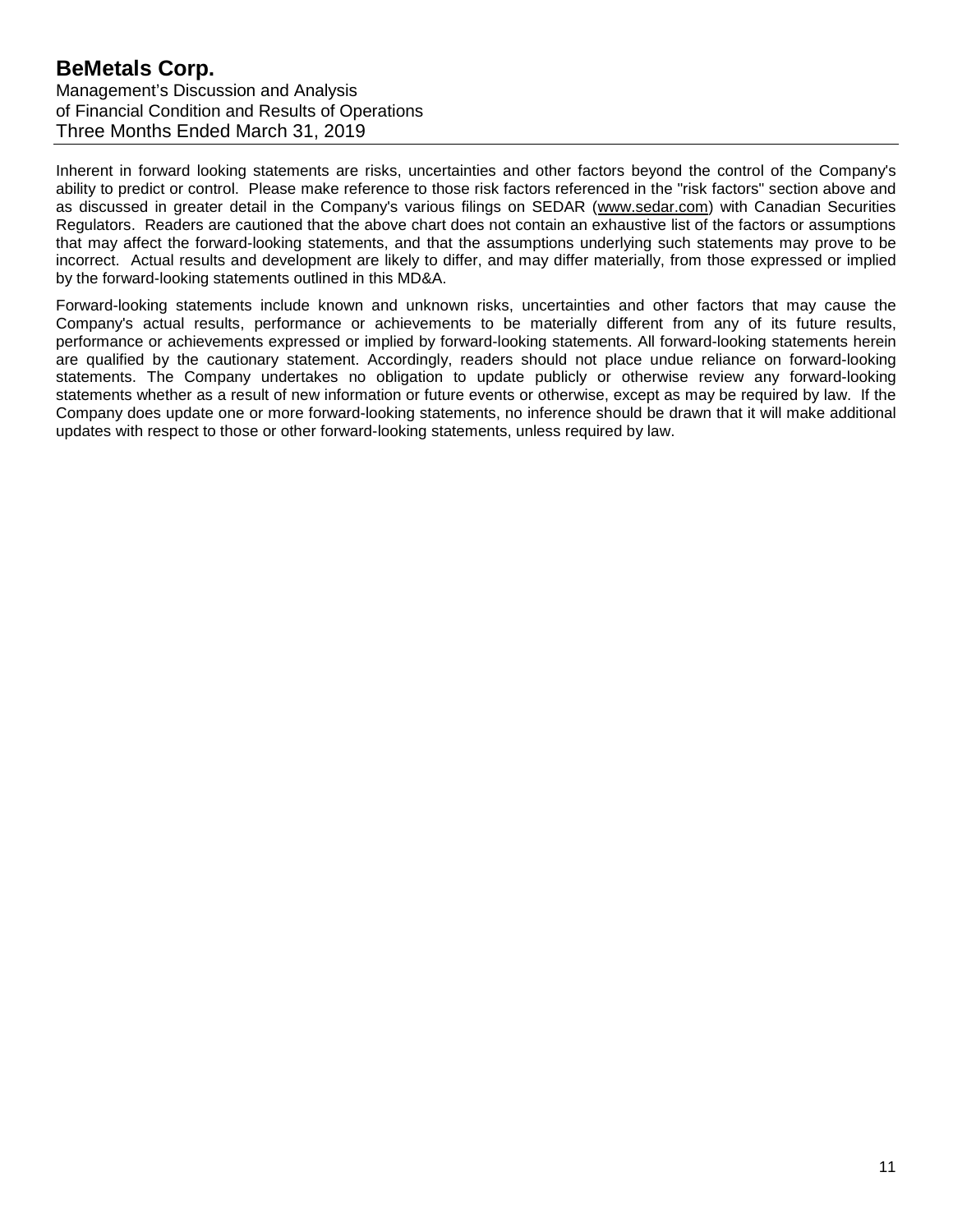Inherent in forward looking statements are risks, uncertainties and other factors beyond the control of the Company's ability to predict or control. Please make reference to those risk factors referenced in the "risk factors" section above and as discussed in greater detail in the Company's various filings on SEDAR (www.sedar.com) with Canadian Securities Regulators. Readers are cautioned that the above chart does not contain an exhaustive list of the factors or assumptions that may affect the forward-looking statements, and that the assumptions underlying such statements may prove to be incorrect. Actual results and development are likely to differ, and may differ materially, from those expressed or implied by the forward-looking statements outlined in this MD&A.

Forward-looking statements include known and unknown risks, uncertainties and other factors that may cause the Company's actual results, performance or achievements to be materially different from any of its future results, performance or achievements expressed or implied by forward-looking statements. All forward-looking statements herein are qualified by the cautionary statement. Accordingly, readers should not place undue reliance on forward-looking statements. The Company undertakes no obligation to update publicly or otherwise review any forward-looking statements whether as a result of new information or future events or otherwise, except as may be required by law. If the Company does update one or more forward-looking statements, no inference should be drawn that it will make additional updates with respect to those or other forward-looking statements, unless required by law.